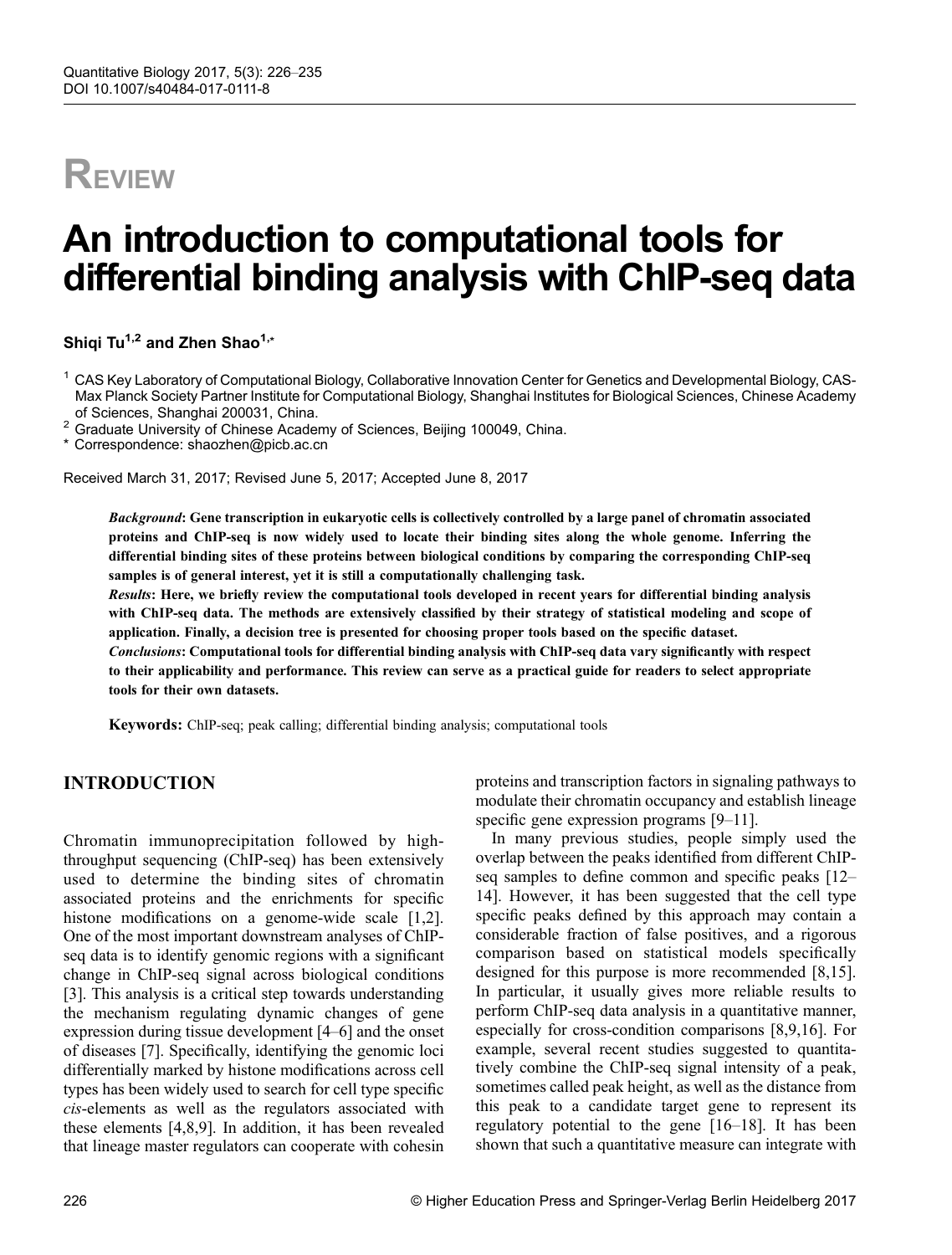REVIEW

# An introduction to computational tools for differential binding analysis with ChIP-seq data

**Shiqi Tu[1,2] and Zhen Shao[1,*]**

[1] CAS Key Laboratory of Computational Biology, Collaborative Innovation Center for Genetics and Developmental Biology, CAS-Max Planck Society Partner Institute for Computational Biology, Shanghai Institutes for Biological Sciences, Chinese Academy of Sciences, Shanghai 200031, China.
[2] Graduate University of Chinese Academy of Sciences, Beijing 100049, China.
* Correspondence: shaozhen@picb.ac.cn

Received March 31, 2017; Revised June 5, 2017; Accepted June 8, 2017

***Background*: Gene transcription in eukaryotic cells is collectively controlled by a large panel of chromatin associated proteins and ChIP-seq is now widely used to locate their binding sites along the whole genome. Inferring the differential binding sites of these proteins between biological conditions by comparing the corresponding ChIP-seq samples is of general interest, yet it is still a computationally challenging task.**
***Results*: Here, we briefly review the computational tools developed in recent years for differential binding analysis with ChIP-seq data. The methods are extensively classified by their strategy of statistical modeling and scope of application. Finally, a decision tree is presented for choosing proper tools based on the specific dataset.**
***Conclusions*: Computational tools for differential binding analysis with ChIP-seq data vary significantly with respect to their applicability and performance. This review can serve as a practical guide for readers to select appropriate tools for their own datasets.**

**Keywords:** ChIP-seq; peak calling; differential binding analysis; computational tools

## INTRODUCTION

Chromatin immunoprecipitation followed by high-throughput sequencing (ChIP-seq) has been extensively used to determine the binding sites of chromatin associated proteins and the enrichments for specific histone modifications on a genome-wide scale [1,2]. One of the most important downstream analyses of ChIP-seq data is to identify genomic regions with a significant change in ChIP-seq signal across biological conditions [3]. This analysis is a critical step towards understanding the mechanism regulating dynamic changes of gene expression during tissue development [4–6] and the onset of diseases [7]. Specifically, identifying the genomic loci differentially marked by histone modifications across cell types has been widely used to search for cell type specific *cis*-elements as well as the regulators associated with these elements [4,8,9]. In addition, it has been revealed that lineage master regulators can cooperate with cohesin proteins and transcription factors in signaling pathways to modulate their chromatin occupancy and establish lineage specific gene expression programs [9–11].

In many previous studies, people simply used the overlap between the peaks identified from different ChIP-seq samples to define common and specific peaks [12–14]. However, it has been suggested that the cell type specific peaks defined by this approach may contain a considerable fraction of false positives, and a rigorous comparison based on statistical models specifically designed for this purpose is more recommended [8,15]. In particular, it usually gives more reliable results to perform ChIP-seq data analysis in a quantitative manner, especially for cross-condition comparisons [8,9,16]. For example, several recent studies suggested to quantitatively combine the ChIP-seq signal intensity of a peak, sometimes called peak height, as well as the distance from this peak to a candidate target gene to represent its regulatory potential to the gene [16–18]. It has been shown that such a quantitative measure can integrate with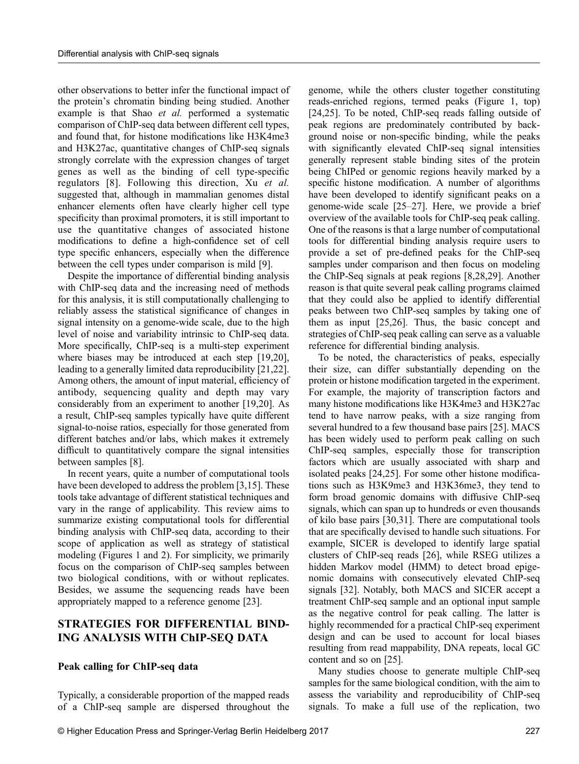other observations to better infer the functional impact of the protein's chromatin binding being studied. Another example is that Shao *et al.* performed a systematic comparison of ChIP-seq data between different cell types, and found that, for histone modifications like H3K4me3 and H3K27ac, quantitative changes of ChIP-seq signals strongly correlate with the expression changes of target genes as well as the binding of cell type-specific regulators [8]. Following this direction, Xu *et al.* suggested that, although in mammalian genomes distal enhancer elements often have clearly higher cell type specificity than proximal promoters, it is still important to use the quantitative changes of associated histone modifications to define a high-confidence set of cell type specific enhancers, especially when the difference between the cell types under comparison is mild [9].

Despite the importance of differential binding analysis with ChIP-seq data and the increasing need of methods for this analysis, it is still computationally challenging to reliably assess the statistical significance of changes in signal intensity on a genome-wide scale, due to the high level of noise and variability intrinsic to ChIP-seq data. More specifically, ChIP-seq is a multi-step experiment where biases may be introduced at each step [19,20], leading to a generally limited data reproducibility [21,22]. Among others, the amount of input material, efficiency of antibody, sequencing quality and depth may vary considerably from an experiment to another [19,20]. As a result, ChIP-seq samples typically have quite different signal-to-noise ratios, especially for those generated from different batches and/or labs, which makes it extremely difficult to quantitatively compare the signal intensities between samples [8].

In recent years, quite a number of computational tools have been developed to address the problem [3,15]. These tools take advantage of different statistical techniques and vary in the range of applicability. This review aims to summarize existing computational tools for differential binding analysis with ChIP-seq data, according to their scope of application as well as strategy of statistical modeling (Figures 1 and 2). For simplicity, we primarily focus on the comparison of ChIP-seq samples between two biological conditions, with or without replicates. Besides, we assume the sequencing reads have been appropriately mapped to a reference genome [23].

## STRATEGIES FOR DIFFERENTIAL BINDING ANALYSIS WITH ChIP-SEQ DATA

### Peak calling for ChIP-seq data

Typically, a considerable proportion of the mapped reads of a ChIP-seq sample are dispersed throughout the genome, while the others cluster together constituting reads-enriched regions, termed peaks (Figure 1, top) [24,25]. To be noted, ChIP-seq reads falling outside of peak regions are predominately contributed by background noise or non-specific binding, while the peaks with significantly elevated ChIP-seq signal intensities generally represent stable binding sites of the protein being ChIPed or genomic regions heavily marked by a specific histone modification. A number of algorithms have been developed to identify significant peaks on a genome-wide scale [25–27]. Here, we provide a brief overview of the available tools for ChIP-seq peak calling. One of the reasons is that a large number of computational tools for differential binding analysis require users to provide a set of pre-defined peaks for the ChIP-seq samples under comparison and then focus on modeling the ChIP-Seq signals at peak regions [8,28,29]. Another reason is that quite several peak calling programs claimed that they could also be applied to identify differential peaks between two ChIP-seq samples by taking one of them as input [25,26]. Thus, the basic concept and strategies of ChIP-seq peak calling can serve as a valuable reference for differential binding analysis.

To be noted, the characteristics of peaks, especially their size, can differ substantially depending on the protein or histone modification targeted in the experiment. For example, the majority of transcription factors and many histone modifications like H3K4me3 and H3K27ac tend to have narrow peaks, with a size ranging from several hundred to a few thousand base pairs [25]. MACS has been widely used to perform peak calling on such ChIP-seq samples, especially those for transcription factors which are usually associated with sharp and isolated peaks [24,25]. For some other histone modifications such as H3K9me3 and H3K36me3, they tend to form broad genomic domains with diffusive ChIP-seq signals, which can span up to hundreds or even thousands of kilo base pairs [30,31]. There are computational tools that are specifically devised to handle such situations. For example, SICER is developed to identify large spatial clusters of ChIP-seq reads [26], while RSEG utilizes a hidden Markov model (HMM) to detect broad epigenomic domains with consecutively elevated ChIP-seq signals [32]. Notably, both MACS and SICER accept a treatment ChIP-seq sample and an optional input sample as the negative control for peak calling. The latter is highly recommended for a practical ChIP-seq experiment design and can be used to account for local biases resulting from read mappability, DNA repeats, local GC content and so on [25].

Many studies choose to generate multiple ChIP-seq samples for the same biological condition, with the aim to assess the variability and reproducibility of ChIP-seq signals. To make a full use of the replication, two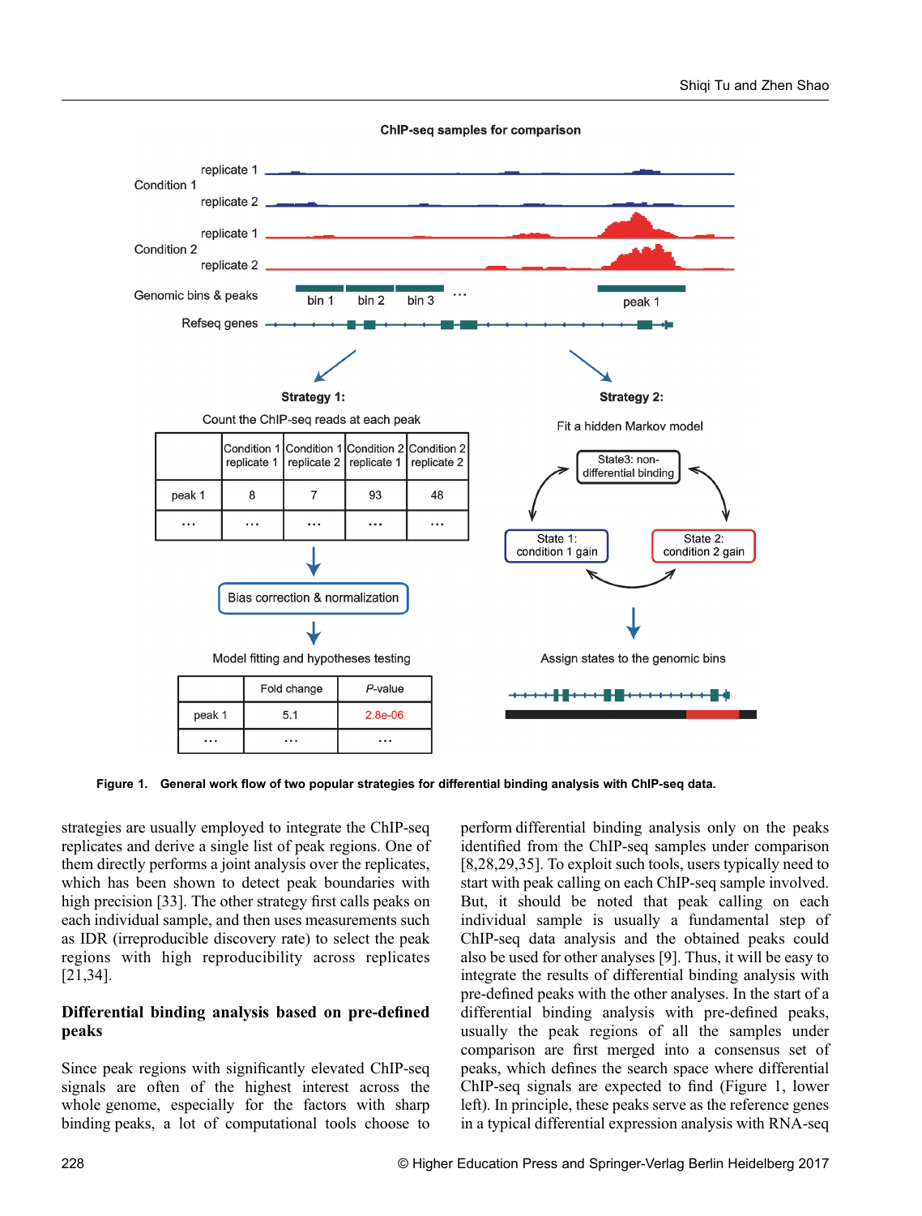**Figure 1. General work flow of two popular strategies for differential binding analysis with ChIP-seq data.**

strategies are usually employed to integrate the ChIP-seq replicates and derive a single list of peak regions. One of them directly performs a joint analysis over the replicates, which has been shown to detect peak boundaries with high precision [33]. The other strategy first calls peaks on each individual sample, and then uses measurements such as IDR (irreproducible discovery rate) to select the peak regions with high reproducibility across replicates [21,34].

## Differential binding analysis based on pre-defined peaks

Since peak regions with significantly elevated ChIP-seq signals are often of the highest interest across the whole genome, especially for the factors with sharp binding peaks, a lot of computational tools choose to perform differential binding analysis only on the peaks identified from the ChIP-seq samples under comparison [8,28,29,35]. To exploit such tools, users typically need to start with peak calling on each ChIP-seq sample involved. But, it should be noted that peak calling on each individual sample is usually a fundamental step of ChIP-seq data analysis and the obtained peaks could also be used for other analyses [9]. Thus, it will be easy to integrate the results of differential binding analysis with pre-defined peaks with the other analyses. In the start of a differential binding analysis with pre-defined peaks, usually the peak regions of all the samples under comparison are first merged into a consensus set of peaks, which defines the search space where differential ChIP-seq signals are expected to find (Figure 1, lower left). In principle, these peaks serve as the reference genes in a typical differential expression analysis with RNA-seq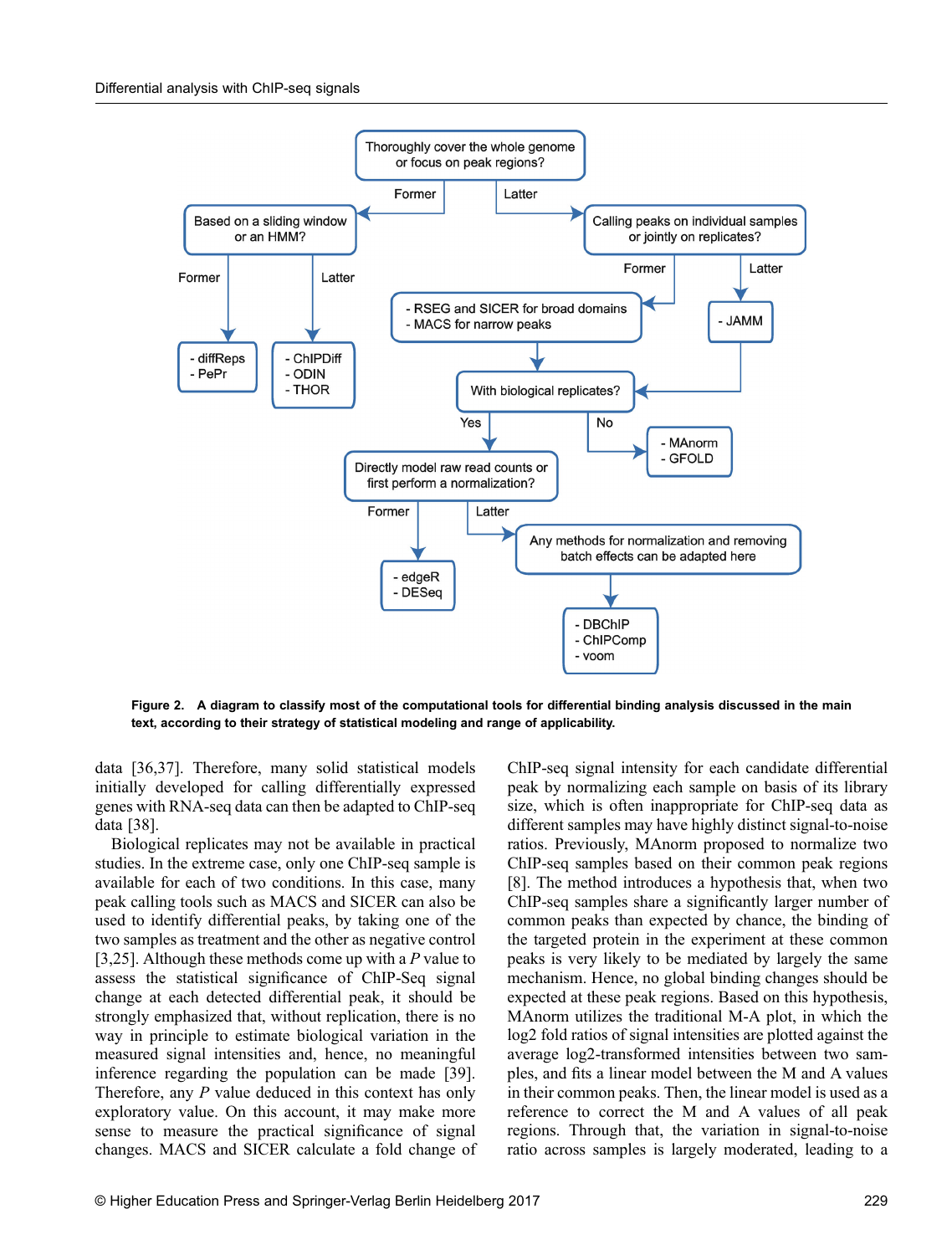**Figure 2. A diagram to classify most of the computational tools for differential binding analysis discussed in the main text, according to their strategy of statistical modeling and range of applicability.**

data [36,37]. Therefore, many solid statistical models initially developed for calling differentially expressed genes with RNA-seq data can then be adapted to ChIP-seq data [38].

Biological replicates may not be available in practical studies. In the extreme case, only one ChIP-seq sample is available for each of two conditions. In this case, many peak calling tools such as MACS and SICER can also be used to identify differential peaks, by taking one of the two samples as treatment and the other as negative control [3,25]. Although these methods come up with a *P* value to assess the statistical significance of ChIP-Seq signal change at each detected differential peak, it should be strongly emphasized that, without replication, there is no way in principle to estimate biological variation in the measured signal intensities and, hence, no meaningful inference regarding the population can be made [39]. Therefore, any *P* value deduced in this context has only exploratory value. On this account, it may make more sense to measure the practical significance of signal changes. MACS and SICER calculate a fold change of ChIP-seq signal intensity for each candidate differential peak by normalizing each sample on basis of its library size, which is often inappropriate for ChIP-seq data as different samples may have highly distinct signal-to-noise ratios. Previously, MAnorm proposed to normalize two ChIP-seq samples based on their common peak regions [8]. The method introduces a hypothesis that, when two ChIP-seq samples share a significantly larger number of common peaks than expected by chance, the binding of the targeted protein in the experiment at these common peaks is very likely to be mediated by largely the same mechanism. Hence, no global binding changes should be expected at these peak regions. Based on this hypothesis, MAnorm utilizes the traditional M-A plot, in which the log2 fold ratios of signal intensities are plotted against the average log2-transformed intensities between two samples, and fits a linear model between the M and A values in their common peaks. Then, the linear model is used as a reference to correct the M and A values of all peak regions. Through that, the variation in signal-to-noise ratio across samples is largely moderated, leading to a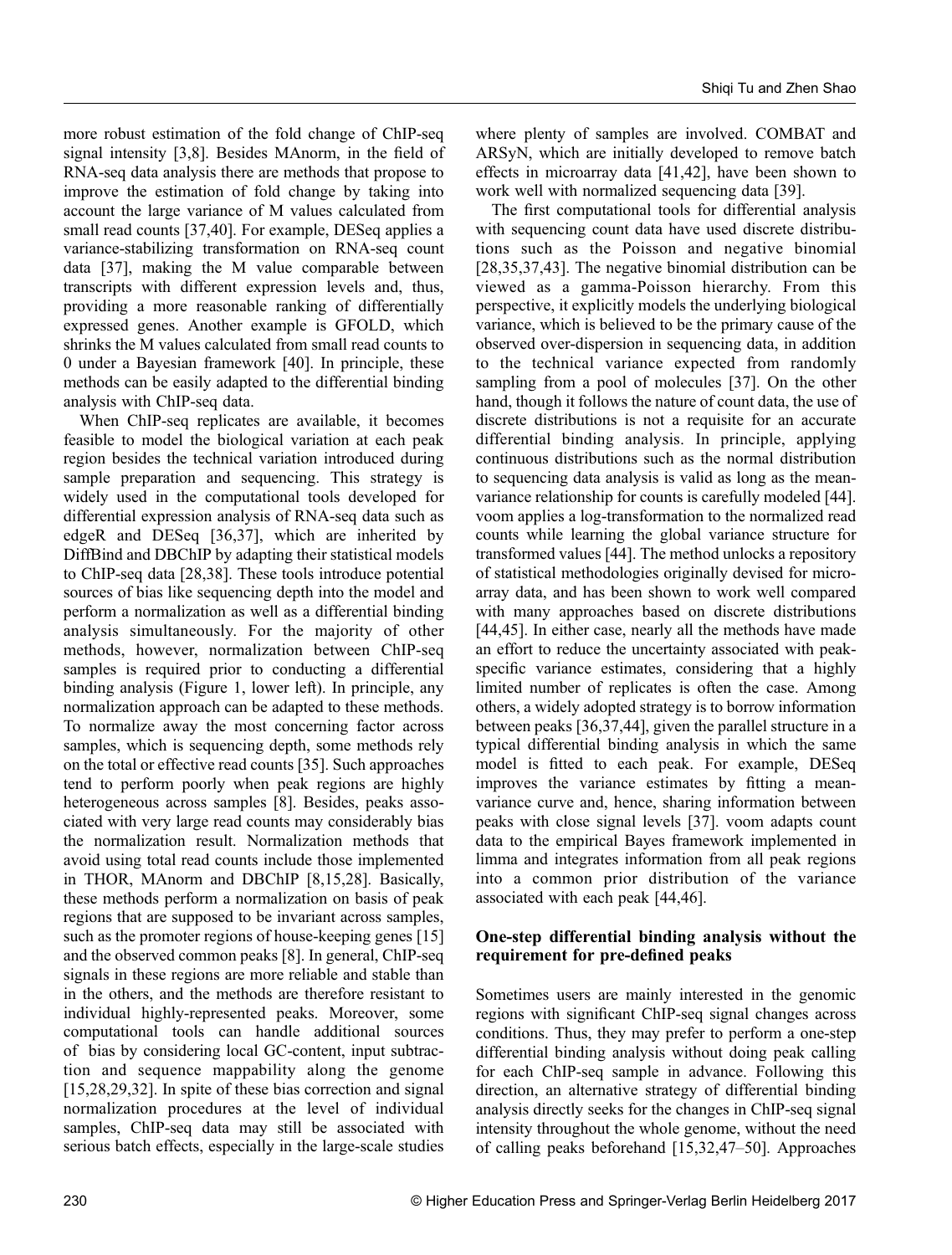more robust estimation of the fold change of ChIP-seq signal intensity [3,8]. Besides MAnorm, in the field of RNA-seq data analysis there are methods that propose to improve the estimation of fold change by taking into account the large variance of M values calculated from small read counts [37,40]. For example, DESeq applies a variance-stabilizing transformation on RNA-seq count data [37], making the M value comparable between transcripts with different expression levels and, thus, providing a more reasonable ranking of differentially expressed genes. Another example is GFOLD, which shrinks the M values calculated from small read counts to 0 under a Bayesian framework [40]. In principle, these methods can be easily adapted to the differential binding analysis with ChIP-seq data.

When ChIP-seq replicates are available, it becomes feasible to model the biological variation at each peak region besides the technical variation introduced during sample preparation and sequencing. This strategy is widely used in the computational tools developed for differential expression analysis of RNA-seq data such as edgeR and DESeq [36,37], which are inherited by DiffBind and DBChIP by adapting their statistical models to ChIP-seq data [28,38]. These tools introduce potential sources of bias like sequencing depth into the model and perform a normalization as well as a differential binding analysis simultaneously. For the majority of other methods, however, normalization between ChIP-seq samples is required prior to conducting a differential binding analysis (Figure 1, lower left). In principle, any normalization approach can be adapted to these methods. To normalize away the most concerning factor across samples, which is sequencing depth, some methods rely on the total or effective read counts [35]. Such approaches tend to perform poorly when peak regions are highly heterogeneous across samples [8]. Besides, peaks associated with very large read counts may considerably bias the normalization result. Normalization methods that avoid using total read counts include those implemented in THOR, MAnorm and DBChIP [8,15,28]. Basically, these methods perform a normalization on basis of peak regions that are supposed to be invariant across samples, such as the promoter regions of house-keeping genes [15] and the observed common peaks [8]. In general, ChIP-seq signals in these regions are more reliable and stable than in the others, and the methods are therefore resistant to individual highly-represented peaks. Moreover, some computational tools can handle additional sources of bias by considering local GC-content, input subtraction and sequence mappability along the genome [15,28,29,32]. In spite of these bias correction and signal normalization procedures at the level of individual samples, ChIP-seq data may still be associated with serious batch effects, especially in the large-scale studies where plenty of samples are involved. COMBAT and ARSyN, which are initially developed to remove batch effects in microarray data [41,42], have been shown to work well with normalized sequencing data [39].

The first computational tools for differential analysis with sequencing count data have used discrete distributions such as the Poisson and negative binomial [28,35,37,43]. The negative binomial distribution can be viewed as a gamma-Poisson hierarchy. From this perspective, it explicitly models the underlying biological variance, which is believed to be the primary cause of the observed over-dispersion in sequencing data, in addition to the technical variance expected from randomly sampling from a pool of molecules [37]. On the other hand, though it follows the nature of count data, the use of discrete distributions is not a requisite for an accurate differential binding analysis. In principle, applying continuous distributions such as the normal distribution to sequencing data analysis is valid as long as the mean-variance relationship for counts is carefully modeled [44]. voom applies a log-transformation to the normalized read counts while learning the global variance structure for transformed values [44]. The method unlocks a repository of statistical methodologies originally devised for microarray data, and has been shown to work well compared with many approaches based on discrete distributions [44,45]. In either case, nearly all the methods have made an effort to reduce the uncertainty associated with peak-specific variance estimates, considering that a highly limited number of replicates is often the case. Among others, a widely adopted strategy is to borrow information between peaks [36,37,44], given the parallel structure in a typical differential binding analysis in which the same model is fitted to each peak. For example, DESeq improves the variance estimates by fitting a mean-variance curve and, hence, sharing information between peaks with close signal levels [37]. voom adapts count data to the empirical Bayes framework implemented in limma and integrates information from all peak regions into a common prior distribution of the variance associated with each peak [44,46].

### One-step differential binding analysis without the requirement for pre-defined peaks

Sometimes users are mainly interested in the genomic regions with significant ChIP-seq signal changes across conditions. Thus, they may prefer to perform a one-step differential binding analysis without doing peak calling for each ChIP-seq sample in advance. Following this direction, an alternative strategy of differential binding analysis directly seeks for the changes in ChIP-seq signal intensity throughout the whole genome, without the need of calling peaks beforehand [15,32,47–50]. Approaches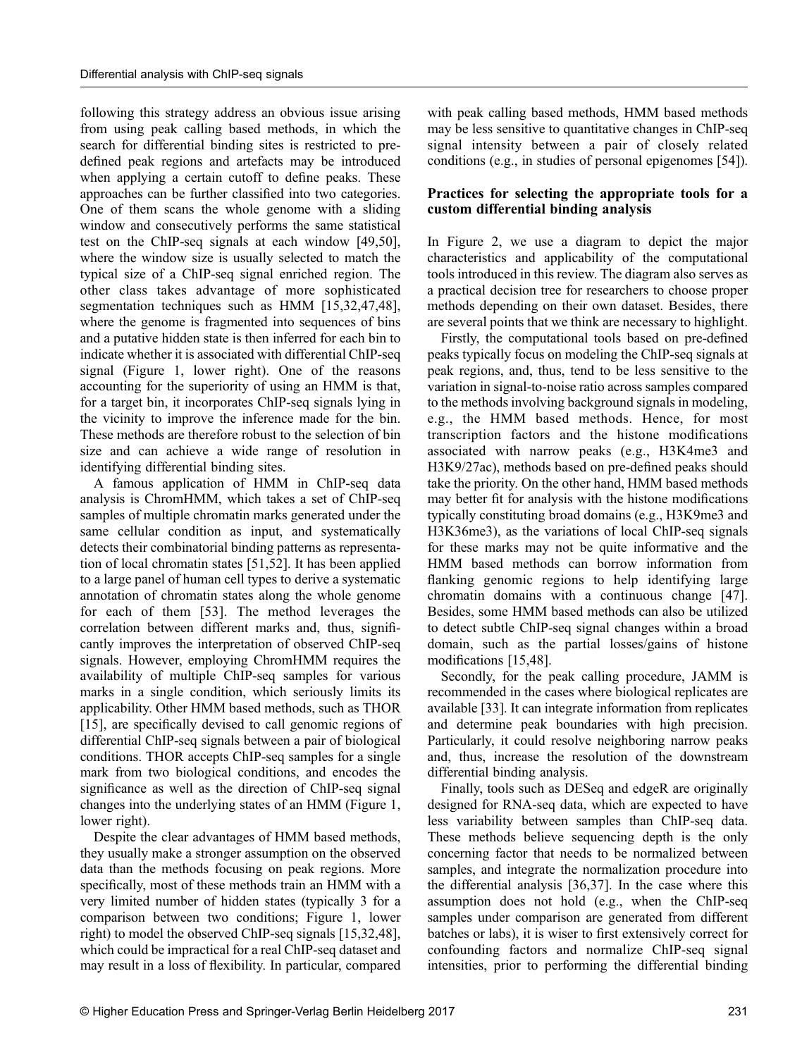following this strategy address an obvious issue arising from using peak calling based methods, in which the search for differential binding sites is restricted to predefined peak regions and artefacts may be introduced when applying a certain cutoff to define peaks. These approaches can be further classified into two categories. One of them scans the whole genome with a sliding window and consecutively performs the same statistical test on the ChIP-seq signals at each window [49,50], where the window size is usually selected to match the typical size of a ChIP-seq signal enriched region. The other class takes advantage of more sophisticated segmentation techniques such as HMM [15,32,47,48], where the genome is fragmented into sequences of bins and a putative hidden state is then inferred for each bin to indicate whether it is associated with differential ChIP-seq signal (Figure 1, lower right). One of the reasons accounting for the superiority of using an HMM is that, for a target bin, it incorporates ChIP-seq signals lying in the vicinity to improve the inference made for the bin. These methods are therefore robust to the selection of bin size and can achieve a wide range of resolution in identifying differential binding sites.

A famous application of HMM in ChIP-seq data analysis is ChromHMM, which takes a set of ChIP-seq samples of multiple chromatin marks generated under the same cellular condition as input, and systematically detects their combinatorial binding patterns as representation of local chromatin states [51,52]. It has been applied to a large panel of human cell types to derive a systematic annotation of chromatin states along the whole genome for each of them [53]. The method leverages the correlation between different marks and, thus, significantly improves the interpretation of observed ChIP-seq signals. However, employing ChromHMM requires the availability of multiple ChIP-seq samples for various marks in a single condition, which seriously limits its applicability. Other HMM based methods, such as THOR [15], are specifically devised to call genomic regions of differential ChIP-seq signals between a pair of biological conditions. THOR accepts ChIP-seq samples for a single mark from two biological conditions, and encodes the significance as well as the direction of ChIP-seq signal changes into the underlying states of an HMM (Figure 1, lower right).

Despite the clear advantages of HMM based methods, they usually make a stronger assumption on the observed data than the methods focusing on peak regions. More specifically, most of these methods train an HMM with a very limited number of hidden states (typically 3 for a comparison between two conditions; Figure 1, lower right) to model the observed ChIP-seq signals [15,32,48], which could be impractical for a real ChIP-seq dataset and may result in a loss of flexibility. In particular, compared with peak calling based methods, HMM based methods may be less sensitive to quantitative changes in ChIP-seq signal intensity between a pair of closely related conditions (e.g., in studies of personal epigenomes [54]).

### Practices for selecting the appropriate tools for a custom differential binding analysis

In Figure 2, we use a diagram to depict the major characteristics and applicability of the computational tools introduced in this review. The diagram also serves as a practical decision tree for researchers to choose proper methods depending on their own dataset. Besides, there are several points that we think are necessary to highlight.

Firstly, the computational tools based on pre-defined peaks typically focus on modeling the ChIP-seq signals at peak regions, and, thus, tend to be less sensitive to the variation in signal-to-noise ratio across samples compared to the methods involving background signals in modeling, e.g., the HMM based methods. Hence, for most transcription factors and the histone modifications associated with narrow peaks (e.g., H3K4me3 and H3K9/27ac), methods based on pre-defined peaks should take the priority. On the other hand, HMM based methods may better fit for analysis with the histone modifications typically constituting broad domains (e.g., H3K9me3 and H3K36me3), as the variations of local ChIP-seq signals for these marks may not be quite informative and the HMM based methods can borrow information from flanking genomic regions to help identifying large chromatin domains with a continuous change [47]. Besides, some HMM based methods can also be utilized to detect subtle ChIP-seq signal changes within a broad domain, such as the partial losses/gains of histone modifications [15,48].

Secondly, for the peak calling procedure, JAMM is recommended in the cases where biological replicates are available [33]. It can integrate information from replicates and determine peak boundaries with high precision. Particularly, it could resolve neighboring narrow peaks and, thus, increase the resolution of the downstream differential binding analysis.

Finally, tools such as DESeq and edgeR are originally designed for RNA-seq data, which are expected to have less variability between samples than ChIP-seq data. These methods believe sequencing depth is the only concerning factor that needs to be normalized between samples, and integrate the normalization procedure into the differential analysis [36,37]. In the case where this assumption does not hold (e.g., when the ChIP-seq samples under comparison are generated from different batches or labs), it is wiser to first extensively correct for confounding factors and normalize ChIP-seq signal intensities, prior to performing the differential binding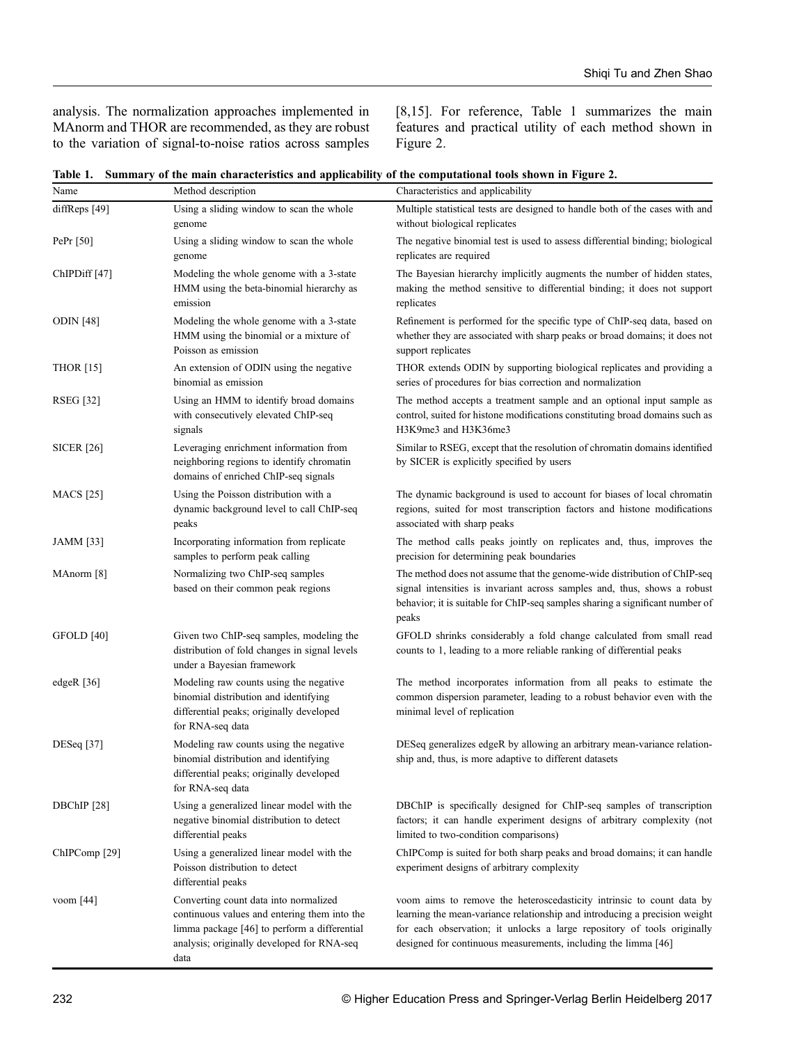analysis. The normalization approaches implemented in MAnorm and THOR are recommended, as they are robust to the variation of signal-to-noise ratios across samples [8,15]. For reference, Table 1 summarizes the main features and practical utility of each method shown in Figure 2.

**Table 1. Summary of the main characteristics and applicability of the computational tools shown in Figure 2.**

| Name | Method description | Characteristics and applicability |
| --- | --- | --- |
| diffReps [49] | Using a sliding window to scan the whole genome | Multiple statistical tests are designed to handle both of the cases with and without biological replicates |
| PePr [50] | Using a sliding window to scan the whole genome | The negative binomial test is used to assess differential binding; biological replicates are required |
| ChIPDiff [47] | Modeling the whole genome with a 3-state HMM using the beta-binomial hierarchy as emission | The Bayesian hierarchy implicitly augments the number of hidden states, making the method sensitive to differential binding; it does not support replicates |
| ODIN [48] | Modeling the whole genome with a 3-state HMM using the binomial or a mixture of Poisson as emission | Refinement is performed for the specific type of ChIP-seq data, based on whether they are associated with sharp peaks or broad domains; it does not support replicates |
| THOR [15] | An extension of ODIN using the negative binomial as emission | THOR extends ODIN by supporting biological replicates and providing a series of procedures for bias correction and normalization |
| RSEG [32] | Using an HMM to identify broad domains with consecutively elevated ChIP-seq signals | The method accepts a treatment sample and an optional input sample as control, suited for histone modifications constituting broad domains such as H3K9me3 and H3K36me3 |
| SICER [26] | Leveraging enrichment information from neighboring regions to identify chromatin domains of enriched ChIP-seq signals | Similar to RSEG, except that the resolution of chromatin domains identified by SICER is explicitly specified by users |
| MACS [25] | Using the Poisson distribution with a dynamic background level to call ChIP-seq peaks | The dynamic background is used to account for biases of local chromatin regions, suited for most transcription factors and histone modifications associated with sharp peaks |
| JAMM [33] | Incorporating information from replicate samples to perform peak calling | The method calls peaks jointly on replicates and, thus, improves the precision for determining peak boundaries |
| MAnorm [8] | Normalizing two ChIP-seq samples based on their common peak regions | The method does not assume that the genome-wide distribution of ChIP-seq signal intensities is invariant across samples and, thus, shows a robust behavior; it is suitable for ChIP-seq samples sharing a significant number of peaks |
| GFOLD [40] | Given two ChIP-seq samples, modeling the distribution of fold changes in signal levels under a Bayesian framework | GFOLD shrinks considerably a fold change calculated from small read counts to 1, leading to a more reliable ranking of differential peaks |
| edgeR [36] | Modeling raw counts using the negative binomial distribution and identifying differential peaks; originally developed for RNA-seq data | The method incorporates information from all peaks to estimate the common dispersion parameter, leading to a robust behavior even with the minimal level of replication |
| DESeq [37] | Modeling raw counts using the negative binomial distribution and identifying differential peaks; originally developed for RNA-seq data | DESeq generalizes edgeR by allowing an arbitrary mean-variance relationship and, thus, is more adaptive to different datasets |
| DBChIP [28] | Using a generalized linear model with the negative binomial distribution to detect differential peaks | DBChIP is specifically designed for ChIP-seq samples of transcription factors; it can handle experiment designs of arbitrary complexity (not limited to two-condition comparisons) |
| ChIPComp [29] | Using a generalized linear model with the Poisson distribution to detect differential peaks | ChIPComp is suited for both sharp peaks and broad domains; it can handle experiment designs of arbitrary complexity |
| voom [44] | Converting count data into normalized continuous values and entering them into the limma package [46] to perform a differential analysis; originally developed for RNA-seq data | voom aims to remove the heteroscedasticity intrinsic to count data by learning the mean-variance relationship and introducing a precision weight for each observation; it unlocks a large repository of tools originally designed for continuous measurements, including the limma [46] |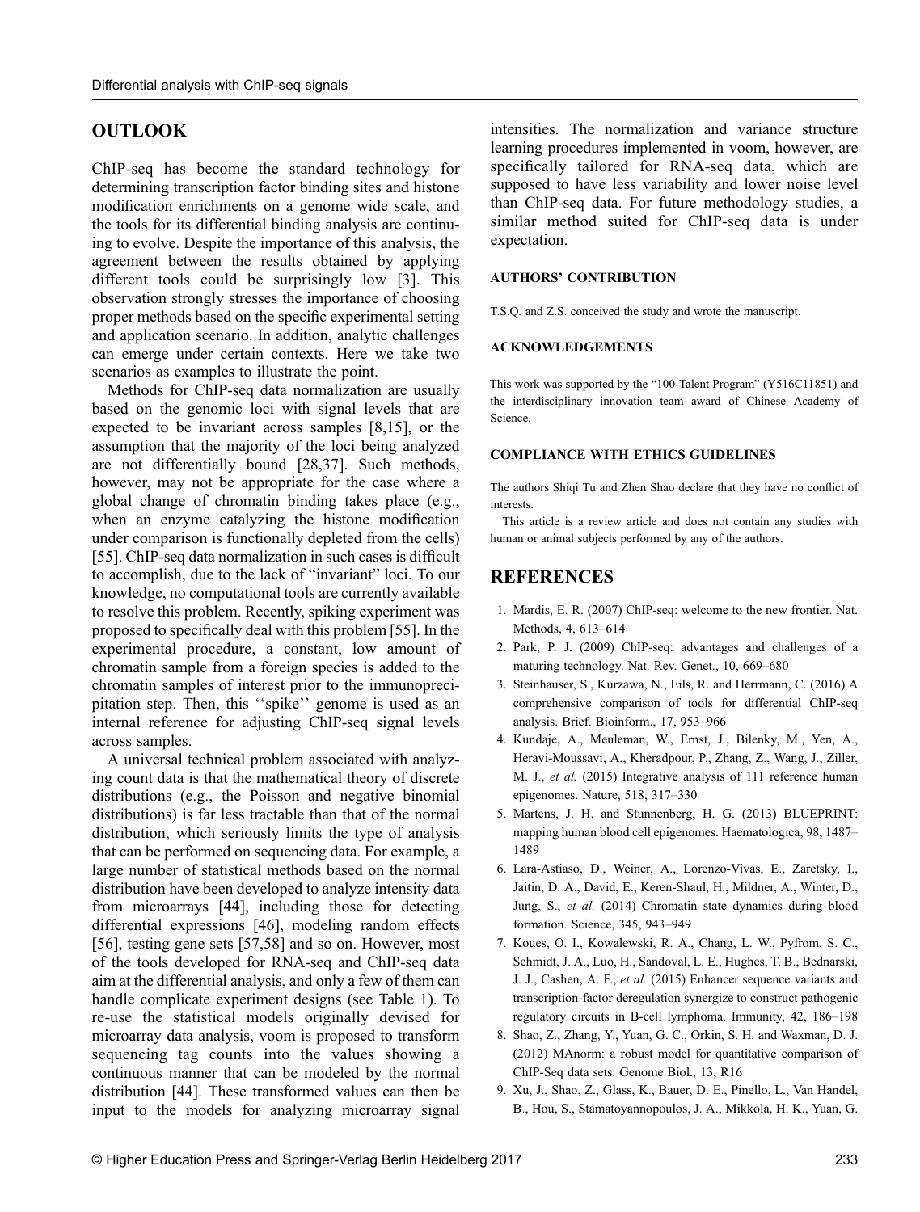## OUTLOOK

ChIP-seq has become the standard technology for determining transcription factor binding sites and histone modification enrichments on a genome wide scale, and the tools for its differential binding analysis are continuing to evolve. Despite the importance of this analysis, the agreement between the results obtained by applying different tools could be surprisingly low [3]. This observation strongly stresses the importance of choosing proper methods based on the specific experimental setting and application scenario. In addition, analytic challenges can emerge under certain contexts. Here we take two scenarios as examples to illustrate the point.

Methods for ChIP-seq data normalization are usually based on the genomic loci with signal levels that are expected to be invariant across samples [8,15], or the assumption that the majority of the loci being analyzed are not differentially bound [28,37]. Such methods, however, may not be appropriate for the case where a global change of chromatin binding takes place (e.g., when an enzyme catalyzing the histone modification under comparison is functionally depleted from the cells) [55]. ChIP-seq data normalization in such cases is difficult to accomplish, due to the lack of "invariant" loci. To our knowledge, no computational tools are currently available to resolve this problem. Recently, spiking experiment was proposed to specifically deal with this problem [55]. In the experimental procedure, a constant, low amount of chromatin sample from a foreign species is added to the chromatin samples of interest prior to the immunoprecipitation step. Then, this ''spike'' genome is used as an internal reference for adjusting ChIP-seq signal levels across samples.

A universal technical problem associated with analyzing count data is that the mathematical theory of discrete distributions (e.g., the Poisson and negative binomial distributions) is far less tractable than that of the normal distribution, which seriously limits the type of analysis that can be performed on sequencing data. For example, a large number of statistical methods based on the normal distribution have been developed to analyze intensity data from microarrays [44], including those for detecting differential expressions [46], modeling random effects [56], testing gene sets [57,58] and so on. However, most of the tools developed for RNA-seq and ChIP-seq data aim at the differential analysis, and only a few of them can handle complicate experiment designs (see Table 1). To re-use the statistical models originally devised for microarray data analysis, voom is proposed to transform sequencing tag counts into the values showing a continuous manner that can be modeled by the normal distribution [44]. These transformed values can then be input to the models for analyzing microarray signal intensities. The normalization and variance structure learning procedures implemented in voom, however, are specifically tailored for RNA-seq data, which are supposed to have less variability and lower noise level than ChIP-seq data. For future methodology studies, a similar method suited for ChIP-seq data is under expectation.

### AUTHORS' CONTRIBUTION

T.S.Q. and Z.S. conceived the study and wrote the manuscript.

### ACKNOWLEDGEMENTS

This work was supported by the "100-Talent Program" (Y516C11851) and the interdisciplinary innovation team award of Chinese Academy of Science.

### COMPLIANCE WITH ETHICS GUIDELINES

The authors Shiqi Tu and Zhen Shao declare that they have no conflict of interests.

This article is a review article and does not contain any studies with human or animal subjects performed by any of the authors.

## REFERENCES

1. Mardis, E. R. (2007) ChIP-seq: welcome to the new frontier. Nat. Methods, 4, 613–614
2. Park, P. J. (2009) ChIP-seq: advantages and challenges of a maturing technology. Nat. Rev. Genet., 10, 669–680
3. Steinhauser, S., Kurzawa, N., Eils, R. and Herrmann, C. (2016) A comprehensive comparison of tools for differential ChIP-seq analysis. Brief. Bioinform., 17, 953–966
4. Kundaje, A., Meuleman, W., Ernst, J., Bilenky, M., Yen, A., Heravi-Moussavi, A., Kheradpour, P., Zhang, Z., Wang, J., Ziller, M. J., *et al.* (2015) Integrative analysis of 111 reference human epigenomes. Nature, 518, 317–330
5. Martens, J. H. and Stunnenberg, H. G. (2013) BLUEPRINT: mapping human blood cell epigenomes. Haematologica, 98, 1487–1489
6. Lara-Astiaso, D., Weiner, A., Lorenzo-Vivas, E., Zaretsky, I., Jaitin, D. A., David, E., Keren-Shaul, H., Mildner, A., Winter, D., Jung, S., *et al.* (2014) Chromatin state dynamics during blood formation. Science, 345, 943–949
7. Koues, O. I., Kowalewski, R. A., Chang, L. W., Pyfrom, S. C., Schmidt, J. A., Luo, H., Sandoval, L. E., Hughes, T. B., Bednarski, J. J., Cashen, A. F., *et al.* (2015) Enhancer sequence variants and transcription-factor deregulation synergize to construct pathogenic regulatory circuits in B-cell lymphoma. Immunity, 42, 186–198
8. Shao, Z., Zhang, Y., Yuan, G. C., Orkin, S. H. and Waxman, D. J. (2012) MAnorm: a robust model for quantitative comparison of ChIP-Seq data sets. Genome Biol., 13, R16
9. Xu, J., Shao, Z., Glass, K., Bauer, D. E., Pinello, L., Van Handel, B., Hou, S., Stamatoyannopoulos, J. A., Mikkola, H. K., Yuan, G.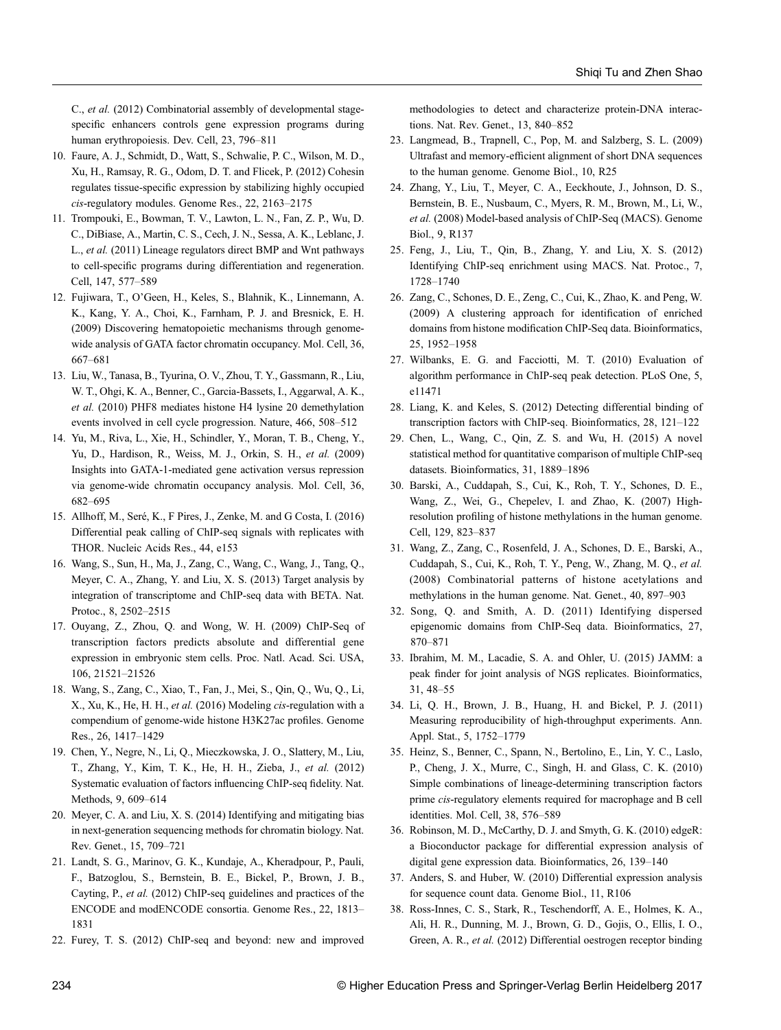C., *et al.* (2012) Combinatorial assembly of developmental stage-specific enhancers controls gene expression programs during human erythropoiesis. Dev. Cell, 23, 796–811

10. Faure, A. J., Schmidt, D., Watt, S., Schwalie, P. C., Wilson, M. D., Xu, H., Ramsay, R. G., Odom, D. T. and Flicek, P. (2012) Cohesin regulates tissue-specific expression by stabilizing highly occupied *cis*-regulatory modules. Genome Res., 22, 2163–2175
11. Trompouki, E., Bowman, T. V., Lawton, L. N., Fan, Z. P., Wu, D. C., DiBiase, A., Martin, C. S., Cech, J. N., Sessa, A. K., Leblanc, J. L., *et al.* (2011) Lineage regulators direct BMP and Wnt pathways to cell-specific programs during differentiation and regeneration. Cell, 147, 577–589
12. Fujiwara, T., O'Geen, H., Keles, S., Blahnik, K., Linnemann, A. K., Kang, Y. A., Choi, K., Farnham, P. J. and Bresnick, E. H. (2009) Discovering hematopoietic mechanisms through genome-wide analysis of GATA factor chromatin occupancy. Mol. Cell, 36, 667–681
13. Liu, W., Tanasa, B., Tyurina, O. V., Zhou, T. Y., Gassmann, R., Liu, W. T., Ohgi, K. A., Benner, C., Garcia-Bassets, I., Aggarwal, A. K., *et al.* (2010) PHF8 mediates histone H4 lysine 20 demethylation events involved in cell cycle progression. Nature, 466, 508–512
14. Yu, M., Riva, L., Xie, H., Schindler, Y., Moran, T. B., Cheng, Y., Yu, D., Hardison, R., Weiss, M. J., Orkin, S. H., *et al.* (2009) Insights into GATA-1-mediated gene activation versus repression via genome-wide chromatin occupancy analysis. Mol. Cell, 36, 682–695
15. Allhoff, M., Seré, K., F Pires, J., Zenke, M. and G Costa, I. (2016) Differential peak calling of ChIP-seq signals with replicates with THOR. Nucleic Acids Res., 44, e153
16. Wang, S., Sun, H., Ma, J., Zang, C., Wang, C., Wang, J., Tang, Q., Meyer, C. A., Zhang, Y. and Liu, X. S. (2013) Target analysis by integration of transcriptome and ChIP-seq data with BETA. Nat. Protoc., 8, 2502–2515
17. Ouyang, Z., Zhou, Q. and Wong, W. H. (2009) ChIP-Seq of transcription factors predicts absolute and differential gene expression in embryonic stem cells. Proc. Natl. Acad. Sci. USA, 106, 21521–21526
18. Wang, S., Zang, C., Xiao, T., Fan, J., Mei, S., Qin, Q., Wu, Q., Li, X., Xu, K., He, H. H., *et al.* (2016) Modeling *cis*-regulation with a compendium of genome-wide histone H3K27ac profiles. Genome Res., 26, 1417–1429
19. Chen, Y., Negre, N., Li, Q., Mieczkowska, J. O., Slattery, M., Liu, T., Zhang, Y., Kim, T. K., He, H. H., Zieba, J., *et al.* (2012) Systematic evaluation of factors influencing ChIP-seq fidelity. Nat. Methods, 9, 609–614
20. Meyer, C. A. and Liu, X. S. (2014) Identifying and mitigating bias in next-generation sequencing methods for chromatin biology. Nat. Rev. Genet., 15, 709–721
21. Landt, S. G., Marinov, G. K., Kundaje, A., Kheradpour, P., Pauli, F., Batzoglou, S., Bernstein, B. E., Bickel, P., Brown, J. B., Cayting, P., *et al.* (2012) ChIP-seq guidelines and practices of the ENCODE and modENCODE consortia. Genome Res., 22, 1813–1831
22. Furey, T. S. (2012) ChIP-seq and beyond: new and improved methodologies to detect and characterize protein-DNA interactions. Nat. Rev. Genet., 13, 840–852
23. Langmead, B., Trapnell, C., Pop, M. and Salzberg, S. L. (2009) Ultrafast and memory-efficient alignment of short DNA sequences to the human genome. Genome Biol., 10, R25
24. Zhang, Y., Liu, T., Meyer, C. A., Eeckhoute, J., Johnson, D. S., Bernstein, B. E., Nusbaum, C., Myers, R. M., Brown, M., Li, W., *et al.* (2008) Model-based analysis of ChIP-Seq (MACS). Genome Biol., 9, R137
25. Feng, J., Liu, T., Qin, B., Zhang, Y. and Liu, X. S. (2012) Identifying ChIP-seq enrichment using MACS. Nat. Protoc., 7, 1728–1740
26. Zang, C., Schones, D. E., Zeng, C., Cui, K., Zhao, K. and Peng, W. (2009) A clustering approach for identification of enriched domains from histone modification ChIP-Seq data. Bioinformatics, 25, 1952–1958
27. Wilbanks, E. G. and Facciotti, M. T. (2010) Evaluation of algorithm performance in ChIP-seq peak detection. PLoS One, 5, e11471
28. Liang, K. and Keles, S. (2012) Detecting differential binding of transcription factors with ChIP-seq. Bioinformatics, 28, 121–122
29. Chen, L., Wang, C., Qin, Z. S. and Wu, H. (2015) A novel statistical method for quantitative comparison of multiple ChIP-seq datasets. Bioinformatics, 31, 1889–1896
30. Barski, A., Cuddapah, S., Cui, K., Roh, T. Y., Schones, D. E., Wang, Z., Wei, G., Chepelev, I. and Zhao, K. (2007) High-resolution profiling of histone methylations in the human genome. Cell, 129, 823–837
31. Wang, Z., Zang, C., Rosenfeld, J. A., Schones, D. E., Barski, A., Cuddapah, S., Cui, K., Roh, T. Y., Peng, W., Zhang, M. Q., *et al.* (2008) Combinatorial patterns of histone acetylations and methylations in the human genome. Nat. Genet., 40, 897–903
32. Song, Q. and Smith, A. D. (2011) Identifying dispersed epigenomic domains from ChIP-Seq data. Bioinformatics, 27, 870–871
33. Ibrahim, M. M., Lacadie, S. A. and Ohler, U. (2015) JAMM: a peak finder for joint analysis of NGS replicates. Bioinformatics, 31, 48–55
34. Li, Q. H., Brown, J. B., Huang, H. and Bickel, P. J. (2011) Measuring reproducibility of high-throughput experiments. Ann. Appl. Stat., 5, 1752–1779
35. Heinz, S., Benner, C., Spann, N., Bertolino, E., Lin, Y. C., Laslo, P., Cheng, J. X., Murre, C., Singh, H. and Glass, C. K. (2010) Simple combinations of lineage-determining transcription factors prime *cis*-regulatory elements required for macrophage and B cell identities. Mol. Cell, 38, 576–589
36. Robinson, M. D., McCarthy, D. J. and Smyth, G. K. (2010) edgeR: a Bioconductor package for differential expression analysis of digital gene expression data. Bioinformatics, 26, 139–140
37. Anders, S. and Huber, W. (2010) Differential expression analysis for sequence count data. Genome Biol., 11, R106
38. Ross-Innes, C. S., Stark, R., Teschendorff, A. E., Holmes, K. A., Ali, H. R., Dunning, M. J., Brown, G. D., Gojis, O., Ellis, I. O., Green, A. R., *et al.* (2012) Differential oestrogen receptor binding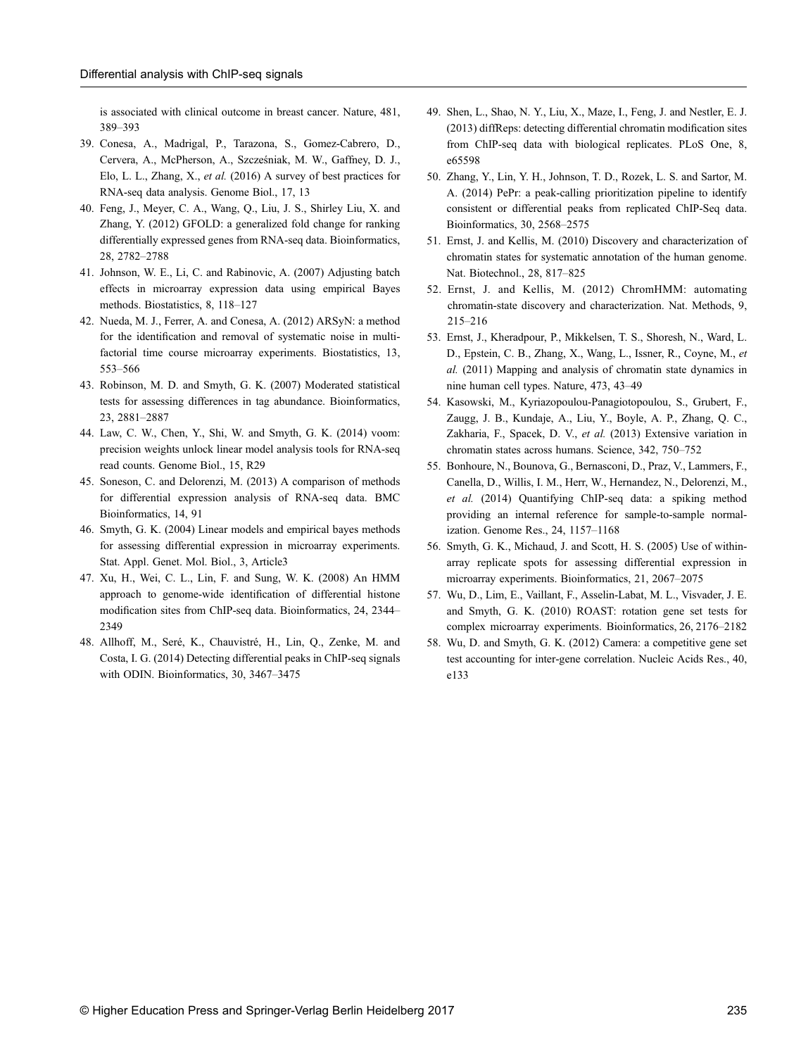is associated with clinical outcome in breast cancer. Nature, 481, 389–393

39. Conesa, A., Madrigal, P., Tarazona, S., Gomez-Cabrero, D., Cervera, A., McPherson, A., Szcześniak, M. W., Gaffney, D. J., Elo, L. L., Zhang, X., *et al.* (2016) A survey of best practices for RNA-seq data analysis. Genome Biol., 17, 13
40. Feng, J., Meyer, C. A., Wang, Q., Liu, J. S., Shirley Liu, X. and Zhang, Y. (2012) GFOLD: a generalized fold change for ranking differentially expressed genes from RNA-seq data. Bioinformatics, 28, 2782–2788
41. Johnson, W. E., Li, C. and Rabinovic, A. (2007) Adjusting batch effects in microarray expression data using empirical Bayes methods. Biostatistics, 8, 118–127
42. Nueda, M. J., Ferrer, A. and Conesa, A. (2012) ARSyN: a method for the identification and removal of systematic noise in multifactorial time course microarray experiments. Biostatistics, 13, 553–566
43. Robinson, M. D. and Smyth, G. K. (2007) Moderated statistical tests for assessing differences in tag abundance. Bioinformatics, 23, 2881–2887
44. Law, C. W., Chen, Y., Shi, W. and Smyth, G. K. (2014) voom: precision weights unlock linear model analysis tools for RNA-seq read counts. Genome Biol., 15, R29
45. Soneson, C. and Delorenzi, M. (2013) A comparison of methods for differential expression analysis of RNA-seq data. BMC Bioinformatics, 14, 91
46. Smyth, G. K. (2004) Linear models and empirical bayes methods for assessing differential expression in microarray experiments. Stat. Appl. Genet. Mol. Biol., 3, Article3
47. Xu, H., Wei, C. L., Lin, F. and Sung, W. K. (2008) An HMM approach to genome-wide identification of differential histone modification sites from ChIP-seq data. Bioinformatics, 24, 2344–2349
48. Allhoff, M., Seré, K., Chauvistré, H., Lin, Q., Zenke, M. and Costa, I. G. (2014) Detecting differential peaks in ChIP-seq signals with ODIN. Bioinformatics, 30, 3467–3475
49. Shen, L., Shao, N. Y., Liu, X., Maze, I., Feng, J. and Nestler, E. J. (2013) diffReps: detecting differential chromatin modification sites from ChIP-seq data with biological replicates. PLoS One, 8, e65598
50. Zhang, Y., Lin, Y. H., Johnson, T. D., Rozek, L. S. and Sartor, M. A. (2014) PePr: a peak-calling prioritization pipeline to identify consistent or differential peaks from replicated ChIP-Seq data. Bioinformatics, 30, 2568–2575
51. Ernst, J. and Kellis, M. (2010) Discovery and characterization of chromatin states for systematic annotation of the human genome. Nat. Biotechnol., 28, 817–825
52. Ernst, J. and Kellis, M. (2012) ChromHMM: automating chromatin-state discovery and characterization. Nat. Methods, 9, 215–216
53. Ernst, J., Kheradpour, P., Mikkelsen, T. S., Shoresh, N., Ward, L. D., Epstein, C. B., Zhang, X., Wang, L., Issner, R., Coyne, M., *et al.* (2011) Mapping and analysis of chromatin state dynamics in nine human cell types. Nature, 473, 43–49
54. Kasowski, M., Kyriazopoulou-Panagiotopoulou, S., Grubert, F., Zaugg, J. B., Kundaje, A., Liu, Y., Boyle, A. P., Zhang, Q. C., Zakharia, F., Spacek, D. V., *et al.* (2013) Extensive variation in chromatin states across humans. Science, 342, 750–752
55. Bonhoure, N., Bounova, G., Bernasconi, D., Praz, V., Lammers, F., Canella, D., Willis, I. M., Herr, W., Hernandez, N., Delorenzi, M., *et al.* (2014) Quantifying ChIP-seq data: a spiking method providing an internal reference for sample-to-sample normalization. Genome Res., 24, 1157–1168
56. Smyth, G. K., Michaud, J. and Scott, H. S. (2005) Use of within-array replicate spots for assessing differential expression in microarray experiments. Bioinformatics, 21, 2067–2075
57. Wu, D., Lim, E., Vaillant, F., Asselin-Labat, M. L., Visvader, J. E. and Smyth, G. K. (2010) ROAST: rotation gene set tests for complex microarray experiments. Bioinformatics, 26, 2176–2182
58. Wu, D. and Smyth, G. K. (2012) Camera: a competitive gene set test accounting for inter-gene correlation. Nucleic Acids Res., 40, e133